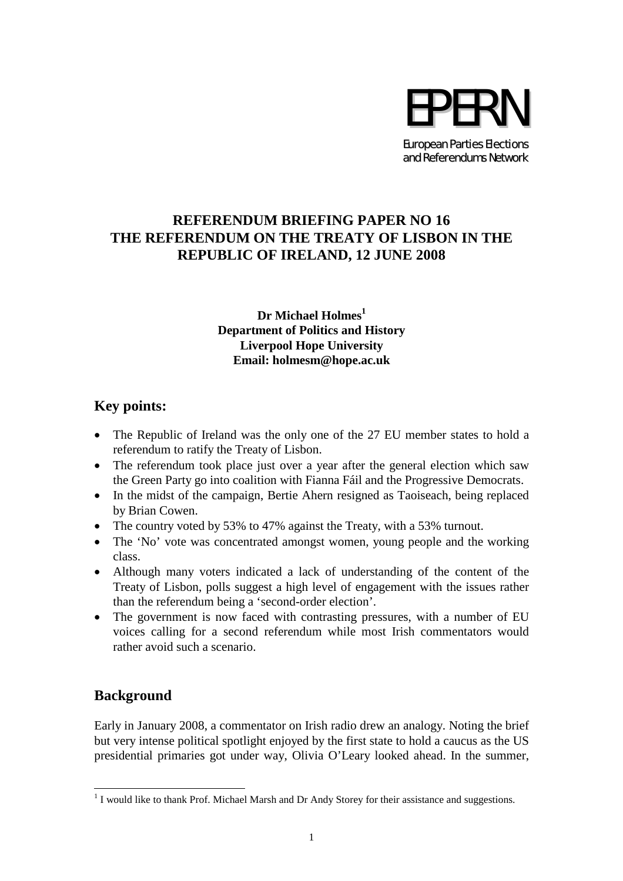EPERN

European Parties Elections and Referendums Network

# REFERENDUM BRIEFING PAPER NO 16
# THE REFERENDUM ON THE TREATY OF LISBON IN THE REPUBLIC OF IRELAND, 12 JUNE 2008

**Dr Michael Holmes**[1]
**Department of Politics and History**
**Liverpool Hope University**
**Email: holmesm@hope.ac.uk**

## Key points:

- The Republic of Ireland was the only one of the 27 EU member states to hold a referendum to ratify the Treaty of Lisbon.
- The referendum took place just over a year after the general election which saw the Green Party go into coalition with Fianna Fáil and the Progressive Democrats.
- In the midst of the campaign, Bertie Ahern resigned as Taoiseach, being replaced by Brian Cowen.
- The country voted by 53% to 47% against the Treaty, with a 53% turnout.
- The 'No' vote was concentrated amongst women, young people and the working class.
- Although many voters indicated a lack of understanding of the content of the Treaty of Lisbon, polls suggest a high level of engagement with the issues rather than the referendum being a 'second-order election'.
- The government is now faced with contrasting pressures, with a number of EU voices calling for a second referendum while most Irish commentators would rather avoid such a scenario.

## Background

Early in January 2008, a commentator on Irish radio drew an analogy. Noting the brief but very intense political spotlight enjoyed by the first state to hold a caucus as the US presidential primaries got under way, Olivia O'Leary looked ahead. In the summer,

[1] I would like to thank Prof. Michael Marsh and Dr Andy Storey for their assistance and suggestions.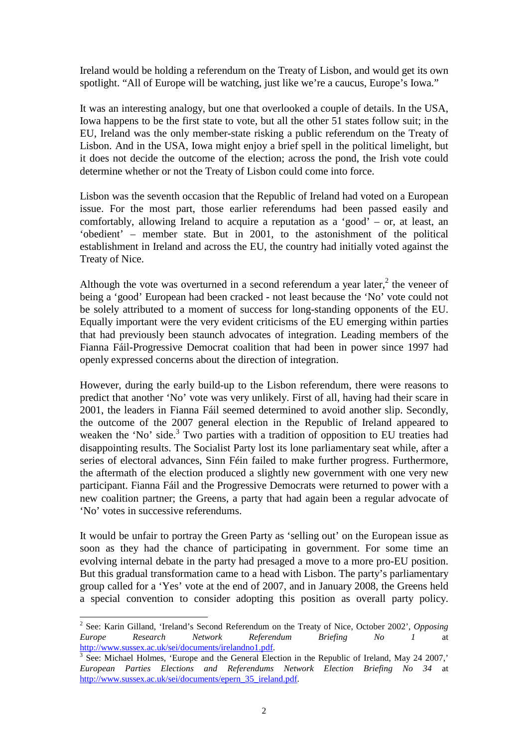Ireland would be holding a referendum on the Treaty of Lisbon, and would get its own spotlight. "All of Europe will be watching, just like we're a caucus, Europe's Iowa."

It was an interesting analogy, but one that overlooked a couple of details. In the USA, Iowa happens to be the first state to vote, but all the other 51 states follow suit; in the EU, Ireland was the only member-state risking a public referendum on the Treaty of Lisbon. And in the USA, Iowa might enjoy a brief spell in the political limelight, but it does not decide the outcome of the election; across the pond, the Irish vote could determine whether or not the Treaty of Lisbon could come into force.

Lisbon was the seventh occasion that the Republic of Ireland had voted on a European issue. For the most part, those earlier referendums had been passed easily and comfortably, allowing Ireland to acquire a reputation as a 'good' – or, at least, an 'obedient' – member state. But in 2001, to the astonishment of the political establishment in Ireland and across the EU, the country had initially voted against the Treaty of Nice.

Although the vote was overturned in a second referendum a year later,[2] the veneer of being a 'good' European had been cracked - not least because the 'No' vote could not be solely attributed to a moment of success for long-standing opponents of the EU. Equally important were the very evident criticisms of the EU emerging within parties that had previously been staunch advocates of integration. Leading members of the Fianna Fáil-Progressive Democrat coalition that had been in power since 1997 had openly expressed concerns about the direction of integration.

However, during the early build-up to the Lisbon referendum, there were reasons to predict that another 'No' vote was very unlikely. First of all, having had their scare in 2001, the leaders in Fianna Fáil seemed determined to avoid another slip. Secondly, the outcome of the 2007 general election in the Republic of Ireland appeared to weaken the 'No' side.[3] Two parties with a tradition of opposition to EU treaties had disappointing results. The Socialist Party lost its lone parliamentary seat while, after a series of electoral advances, Sinn Féin failed to make further progress. Furthermore, the aftermath of the election produced a slightly new government with one very new participant. Fianna Fáil and the Progressive Democrats were returned to power with a new coalition partner; the Greens, a party that had again been a regular advocate of 'No' votes in successive referendums.

It would be unfair to portray the Green Party as 'selling out' on the European issue as soon as they had the chance of participating in government. For some time an evolving internal debate in the party had presaged a move to a more pro-EU position. But this gradual transformation came to a head with Lisbon. The party's parliamentary group called for a 'Yes' vote at the end of 2007, and in January 2008, the Greens held a special convention to consider adopting this position as overall party policy.

---

[2] See: Karin Gilland, 'Ireland's Second Referendum on the Treaty of Nice, October 2002', *Opposing Europe Research Network Referendum Briefing No 1* at http://www.sussex.ac.uk/sei/documents/irelandno1.pdf.

[3] See: Michael Holmes, 'Europe and the General Election in the Republic of Ireland, May 24 2007,' *European Parties Elections and Referendums Network Election Briefing No 34* at http://www.sussex.ac.uk/sei/documents/epern_35_ireland.pdf.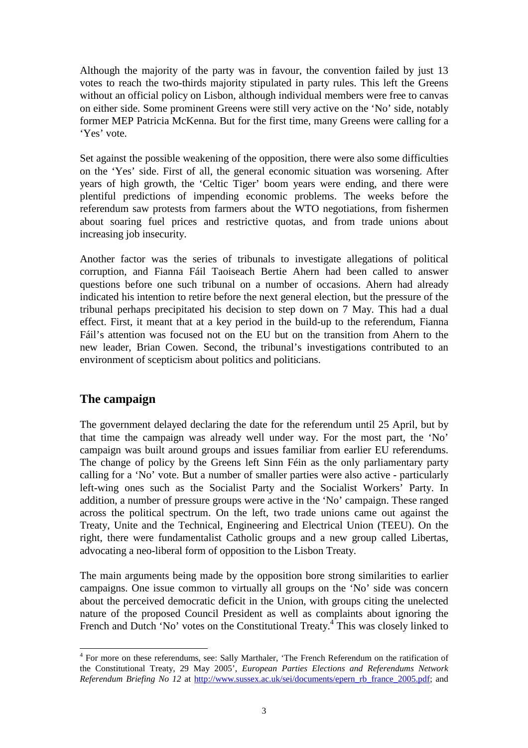Although the majority of the party was in favour, the convention failed by just 13 votes to reach the two-thirds majority stipulated in party rules. This left the Greens without an official policy on Lisbon, although individual members were free to canvas on either side. Some prominent Greens were still very active on the 'No' side, notably former MEP Patricia McKenna. But for the first time, many Greens were calling for a 'Yes' vote.

Set against the possible weakening of the opposition, there were also some difficulties on the 'Yes' side. First of all, the general economic situation was worsening. After years of high growth, the 'Celtic Tiger' boom years were ending, and there were plentiful predictions of impending economic problems. The weeks before the referendum saw protests from farmers about the WTO negotiations, from fishermen about soaring fuel prices and restrictive quotas, and from trade unions about increasing job insecurity.

Another factor was the series of tribunals to investigate allegations of political corruption, and Fianna Fáil Taoiseach Bertie Ahern had been called to answer questions before one such tribunal on a number of occasions. Ahern had already indicated his intention to retire before the next general election, but the pressure of the tribunal perhaps precipitated his decision to step down on 7 May. This had a dual effect. First, it meant that at a key period in the build-up to the referendum, Fianna Fáil's attention was focused not on the EU but on the transition from Ahern to the new leader, Brian Cowen. Second, the tribunal's investigations contributed to an environment of scepticism about politics and politicians.

## The campaign

The government delayed declaring the date for the referendum until 25 April, but by that time the campaign was already well under way. For the most part, the 'No' campaign was built around groups and issues familiar from earlier EU referendums. The change of policy by the Greens left Sinn Féin as the only parliamentary party calling for a 'No' vote. But a number of smaller parties were also active - particularly left-wing ones such as the Socialist Party and the Socialist Workers' Party. In addition, a number of pressure groups were active in the 'No' campaign. These ranged across the political spectrum. On the left, two trade unions came out against the Treaty, Unite and the Technical, Engineering and Electrical Union (TEEU). On the right, there were fundamentalist Catholic groups and a new group called Libertas, advocating a neo-liberal form of opposition to the Lisbon Treaty.

The main arguments being made by the opposition bore strong similarities to earlier campaigns. One issue common to virtually all groups on the 'No' side was concern about the perceived democratic deficit in the Union, with groups citing the unelected nature of the proposed Council President as well as complaints about ignoring the French and Dutch 'No' votes on the Constitutional Treaty.[4] This was closely linked to

---

[4] For more on these referendums, see: Sally Marthaler, 'The French Referendum on the ratification of the Constitutional Treaty, 29 May 2005', *European Parties Elections and Referendums Network Referendum Briefing No 12* at http://www.sussex.ac.uk/sei/documents/epern_rb_france_2005.pdf; and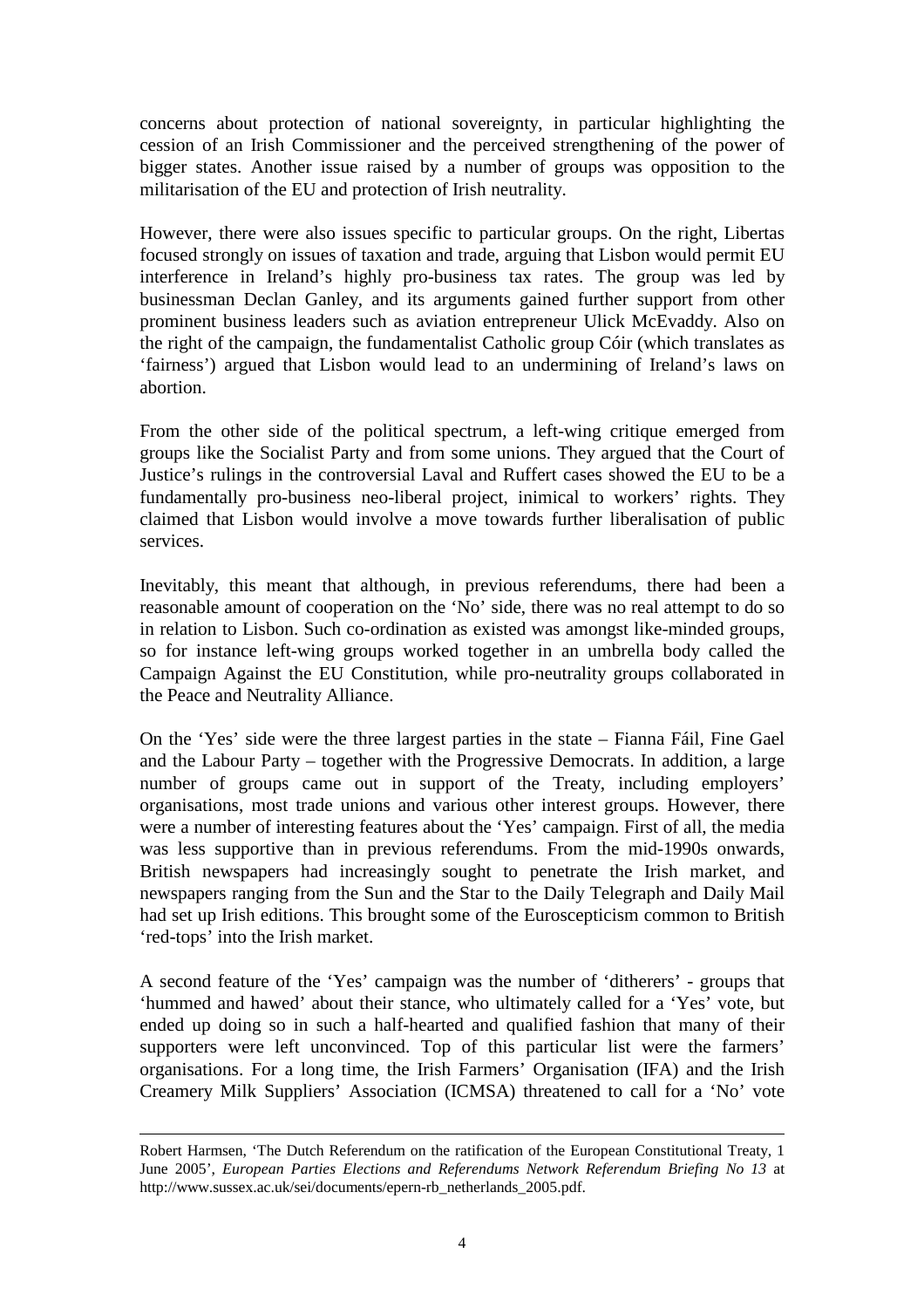concerns about protection of national sovereignty, in particular highlighting the cession of an Irish Commissioner and the perceived strengthening of the power of bigger states. Another issue raised by a number of groups was opposition to the militarisation of the EU and protection of Irish neutrality.

However, there were also issues specific to particular groups. On the right, Libertas focused strongly on issues of taxation and trade, arguing that Lisbon would permit EU interference in Ireland's highly pro-business tax rates. The group was led by businessman Declan Ganley, and its arguments gained further support from other prominent business leaders such as aviation entrepreneur Ulick McEvaddy. Also on the right of the campaign, the fundamentalist Catholic group Cóir (which translates as 'fairness') argued that Lisbon would lead to an undermining of Ireland's laws on abortion.

From the other side of the political spectrum, a left-wing critique emerged from groups like the Socialist Party and from some unions. They argued that the Court of Justice's rulings in the controversial Laval and Ruffert cases showed the EU to be a fundamentally pro-business neo-liberal project, inimical to workers' rights. They claimed that Lisbon would involve a move towards further liberalisation of public services.

Inevitably, this meant that although, in previous referendums, there had been a reasonable amount of cooperation on the 'No' side, there was no real attempt to do so in relation to Lisbon. Such co-ordination as existed was amongst like-minded groups, so for instance left-wing groups worked together in an umbrella body called the Campaign Against the EU Constitution, while pro-neutrality groups collaborated in the Peace and Neutrality Alliance.

On the 'Yes' side were the three largest parties in the state – Fianna Fáil, Fine Gael and the Labour Party – together with the Progressive Democrats. In addition, a large number of groups came out in support of the Treaty, including employers' organisations, most trade unions and various other interest groups. However, there were a number of interesting features about the 'Yes' campaign. First of all, the media was less supportive than in previous referendums. From the mid-1990s onwards, British newspapers had increasingly sought to penetrate the Irish market, and newspapers ranging from the Sun and the Star to the Daily Telegraph and Daily Mail had set up Irish editions. This brought some of the Euroscepticism common to British 'red-tops' into the Irish market.

A second feature of the 'Yes' campaign was the number of 'ditherers' - groups that 'hummed and hawed' about their stance, who ultimately called for a 'Yes' vote, but ended up doing so in such a half-hearted and qualified fashion that many of their supporters were left unconvinced. Top of this particular list were the farmers' organisations. For a long time, the Irish Farmers' Organisation (IFA) and the Irish Creamery Milk Suppliers' Association (ICMSA) threatened to call for a 'No' vote

---

Robert Harmsen, 'The Dutch Referendum on the ratification of the European Constitutional Treaty, 1 June 2005', *European Parties Elections and Referendums Network Referendum Briefing No 13* at http://www.sussex.ac.uk/sei/documents/epern-rb_netherlands_2005.pdf.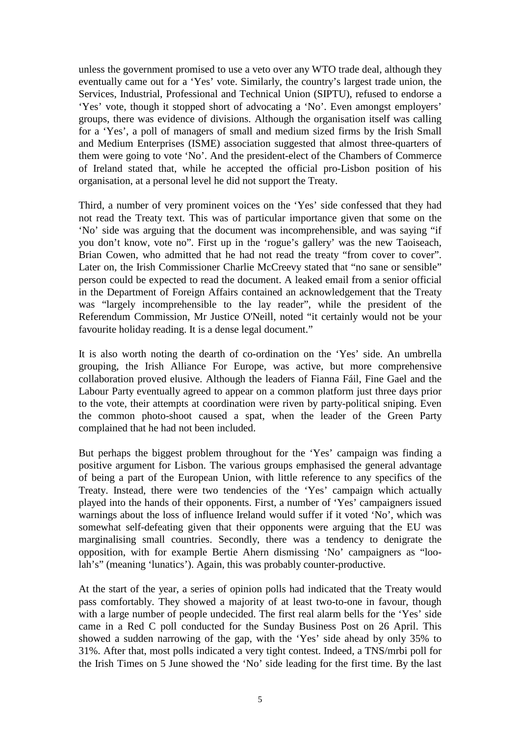unless the government promised to use a veto over any WTO trade deal, although they eventually came out for a 'Yes' vote. Similarly, the country's largest trade union, the Services, Industrial, Professional and Technical Union (SIPTU), refused to endorse a 'Yes' vote, though it stopped short of advocating a 'No'. Even amongst employers' groups, there was evidence of divisions. Although the organisation itself was calling for a 'Yes', a poll of managers of small and medium sized firms by the Irish Small and Medium Enterprises (ISME) association suggested that almost three-quarters of them were going to vote 'No'. And the president-elect of the Chambers of Commerce of Ireland stated that, while he accepted the official pro-Lisbon position of his organisation, at a personal level he did not support the Treaty.

Third, a number of very prominent voices on the 'Yes' side confessed that they had not read the Treaty text. This was of particular importance given that some on the 'No' side was arguing that the document was incomprehensible, and was saying "if you don't know, vote no". First up in the 'rogue's gallery' was the new Taoiseach, Brian Cowen, who admitted that he had not read the treaty "from cover to cover". Later on, the Irish Commissioner Charlie McCreevy stated that "no sane or sensible" person could be expected to read the document. A leaked email from a senior official in the Department of Foreign Affairs contained an acknowledgement that the Treaty was "largely incomprehensible to the lay reader", while the president of the Referendum Commission, Mr Justice O'Neill, noted "it certainly would not be your favourite holiday reading. It is a dense legal document."

It is also worth noting the dearth of co-ordination on the 'Yes' side. An umbrella grouping, the Irish Alliance For Europe, was active, but more comprehensive collaboration proved elusive. Although the leaders of Fianna Fáil, Fine Gael and the Labour Party eventually agreed to appear on a common platform just three days prior to the vote, their attempts at coordination were riven by party-political sniping. Even the common photo-shoot caused a spat, when the leader of the Green Party complained that he had not been included.

But perhaps the biggest problem throughout for the 'Yes' campaign was finding a positive argument for Lisbon. The various groups emphasised the general advantage of being a part of the European Union, with little reference to any specifics of the Treaty. Instead, there were two tendencies of the 'Yes' campaign which actually played into the hands of their opponents. First, a number of 'Yes' campaigners issued warnings about the loss of influence Ireland would suffer if it voted 'No', which was somewhat self-defeating given that their opponents were arguing that the EU was marginalising small countries. Secondly, there was a tendency to denigrate the opposition, with for example Bertie Ahern dismissing 'No' campaigners as "loo-lah's" (meaning 'lunatics'). Again, this was probably counter-productive.

At the start of the year, a series of opinion polls had indicated that the Treaty would pass comfortably. They showed a majority of at least two-to-one in favour, though with a large number of people undecided. The first real alarm bells for the 'Yes' side came in a Red C poll conducted for the Sunday Business Post on 26 April. This showed a sudden narrowing of the gap, with the 'Yes' side ahead by only 35% to 31%. After that, most polls indicated a very tight contest. Indeed, a TNS/mrbi poll for the Irish Times on 5 June showed the 'No' side leading for the first time. By the last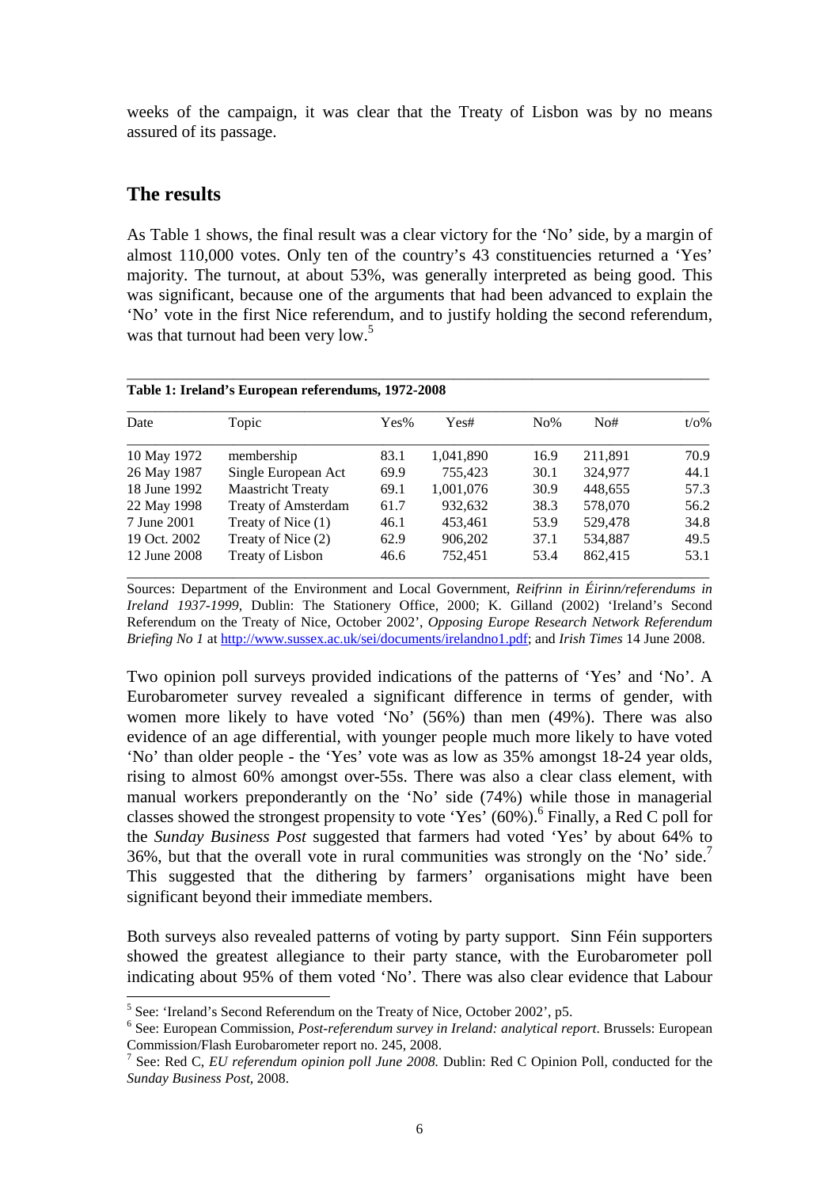weeks of the campaign, it was clear that the Treaty of Lisbon was by no means assured of its passage.

## The results

As Table 1 shows, the final result was a clear victory for the 'No' side, by a margin of almost 110,000 votes. Only ten of the country's 43 constituencies returned a 'Yes' majority. The turnout, at about 53%, was generally interpreted as being good. This was significant, because one of the arguments that had been advanced to explain the 'No' vote in the first Nice referendum, and to justify holding the second referendum, was that turnout had been very low.[5]

**Table 1: Ireland's European referendums, 1972-2008**

| Date | Topic | Yes% | Yes# | No% | No# | t/o% |
|---|---|---|---|---|---|---|
| 10 May 1972 | membership | 83.1 | 1,041,890 | 16.9 | 211,891 | 70.9 |
| 26 May 1987 | Single European Act | 69.9 | 755,423 | 30.1 | 324,977 | 44.1 |
| 18 June 1992 | Maastricht Treaty | 69.1 | 1,001,076 | 30.9 | 448,655 | 57.3 |
| 22 May 1998 | Treaty of Amsterdam | 61.7 | 932,632 | 38.3 | 578,070 | 56.2 |
| 7 June 2001 | Treaty of Nice (1) | 46.1 | 453,461 | 53.9 | 529,478 | 34.8 |
| 19 Oct. 2002 | Treaty of Nice (2) | 62.9 | 906,202 | 37.1 | 534,887 | 49.5 |
| 12 June 2008 | Treaty of Lisbon | 46.6 | 752,451 | 53.4 | 862,415 | 53.1 |

Sources: Department of the Environment and Local Government, *Reifrinn in Éirinn/referendums in Ireland 1937-1999*, Dublin: The Stationery Office, 2000; K. Gilland (2002) 'Ireland's Second Referendum on the Treaty of Nice, October 2002', *Opposing Europe Research Network Referendum Briefing No 1* at http://www.sussex.ac.uk/sei/documents/irelandno1.pdf; and *Irish Times* 14 June 2008.

Two opinion poll surveys provided indications of the patterns of 'Yes' and 'No'. A Eurobarometer survey revealed a significant difference in terms of gender, with women more likely to have voted 'No' (56%) than men (49%). There was also evidence of an age differential, with younger people much more likely to have voted 'No' than older people - the 'Yes' vote was as low as 35% amongst 18-24 year olds, rising to almost 60% amongst over-55s. There was also a clear class element, with manual workers preponderantly on the 'No' side (74%) while those in managerial classes showed the strongest propensity to vote 'Yes' (60%).[6] Finally, a Red C poll for the *Sunday Business Post* suggested that farmers had voted 'Yes' by about 64% to 36%, but that the overall vote in rural communities was strongly on the 'No' side.[7] This suggested that the dithering by farmers' organisations might have been significant beyond their immediate members.

Both surveys also revealed patterns of voting by party support. Sinn Féin supporters showed the greatest allegiance to their party stance, with the Eurobarometer poll indicating about 95% of them voted 'No'. There was also clear evidence that Labour

---

[5] See: 'Ireland's Second Referendum on the Treaty of Nice, October 2002', p5.

[6] See: European Commission, *Post-referendum survey in Ireland: analytical report*. Brussels: European Commission/Flash Eurobarometer report no. 245, 2008.

[7] See: Red C, *EU referendum opinion poll June 2008.* Dublin: Red C Opinion Poll, conducted for the *Sunday Business Post*, 2008.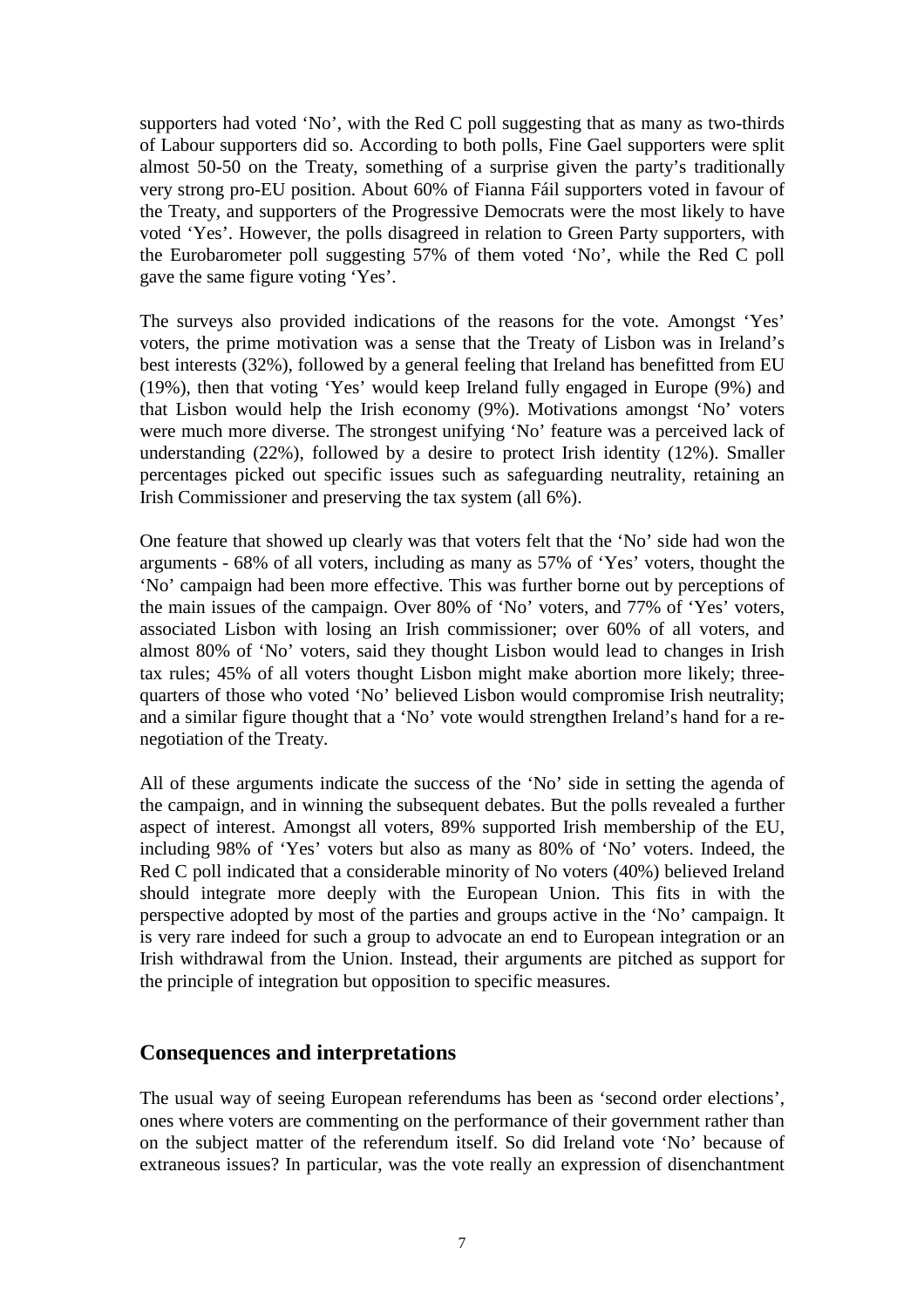supporters had voted 'No', with the Red C poll suggesting that as many as two-thirds of Labour supporters did so. According to both polls, Fine Gael supporters were split almost 50-50 on the Treaty, something of a surprise given the party's traditionally very strong pro-EU position. About 60% of Fianna Fáil supporters voted in favour of the Treaty, and supporters of the Progressive Democrats were the most likely to have voted 'Yes'. However, the polls disagreed in relation to Green Party supporters, with the Eurobarometer poll suggesting 57% of them voted 'No', while the Red C poll gave the same figure voting 'Yes'.

The surveys also provided indications of the reasons for the vote. Amongst 'Yes' voters, the prime motivation was a sense that the Treaty of Lisbon was in Ireland's best interests (32%), followed by a general feeling that Ireland has benefitted from EU (19%), then that voting 'Yes' would keep Ireland fully engaged in Europe (9%) and that Lisbon would help the Irish economy (9%). Motivations amongst 'No' voters were much more diverse. The strongest unifying 'No' feature was a perceived lack of understanding (22%), followed by a desire to protect Irish identity (12%). Smaller percentages picked out specific issues such as safeguarding neutrality, retaining an Irish Commissioner and preserving the tax system (all 6%).

One feature that showed up clearly was that voters felt that the 'No' side had won the arguments - 68% of all voters, including as many as 57% of 'Yes' voters, thought the 'No' campaign had been more effective. This was further borne out by perceptions of the main issues of the campaign. Over 80% of 'No' voters, and 77% of 'Yes' voters, associated Lisbon with losing an Irish commissioner; over 60% of all voters, and almost 80% of 'No' voters, said they thought Lisbon would lead to changes in Irish tax rules; 45% of all voters thought Lisbon might make abortion more likely; three-quarters of those who voted 'No' believed Lisbon would compromise Irish neutrality; and a similar figure thought that a 'No' vote would strengthen Ireland's hand for a re-negotiation of the Treaty.

All of these arguments indicate the success of the 'No' side in setting the agenda of the campaign, and in winning the subsequent debates. But the polls revealed a further aspect of interest. Amongst all voters, 89% supported Irish membership of the EU, including 98% of 'Yes' voters but also as many as 80% of 'No' voters. Indeed, the Red C poll indicated that a considerable minority of No voters (40%) believed Ireland should integrate more deeply with the European Union. This fits in with the perspective adopted by most of the parties and groups active in the 'No' campaign. It is very rare indeed for such a group to advocate an end to European integration or an Irish withdrawal from the Union. Instead, their arguments are pitched as support for the principle of integration but opposition to specific measures.

## Consequences and interpretations

The usual way of seeing European referendums has been as 'second order elections', ones where voters are commenting on the performance of their government rather than on the subject matter of the referendum itself. So did Ireland vote 'No' because of extraneous issues? In particular, was the vote really an expression of disenchantment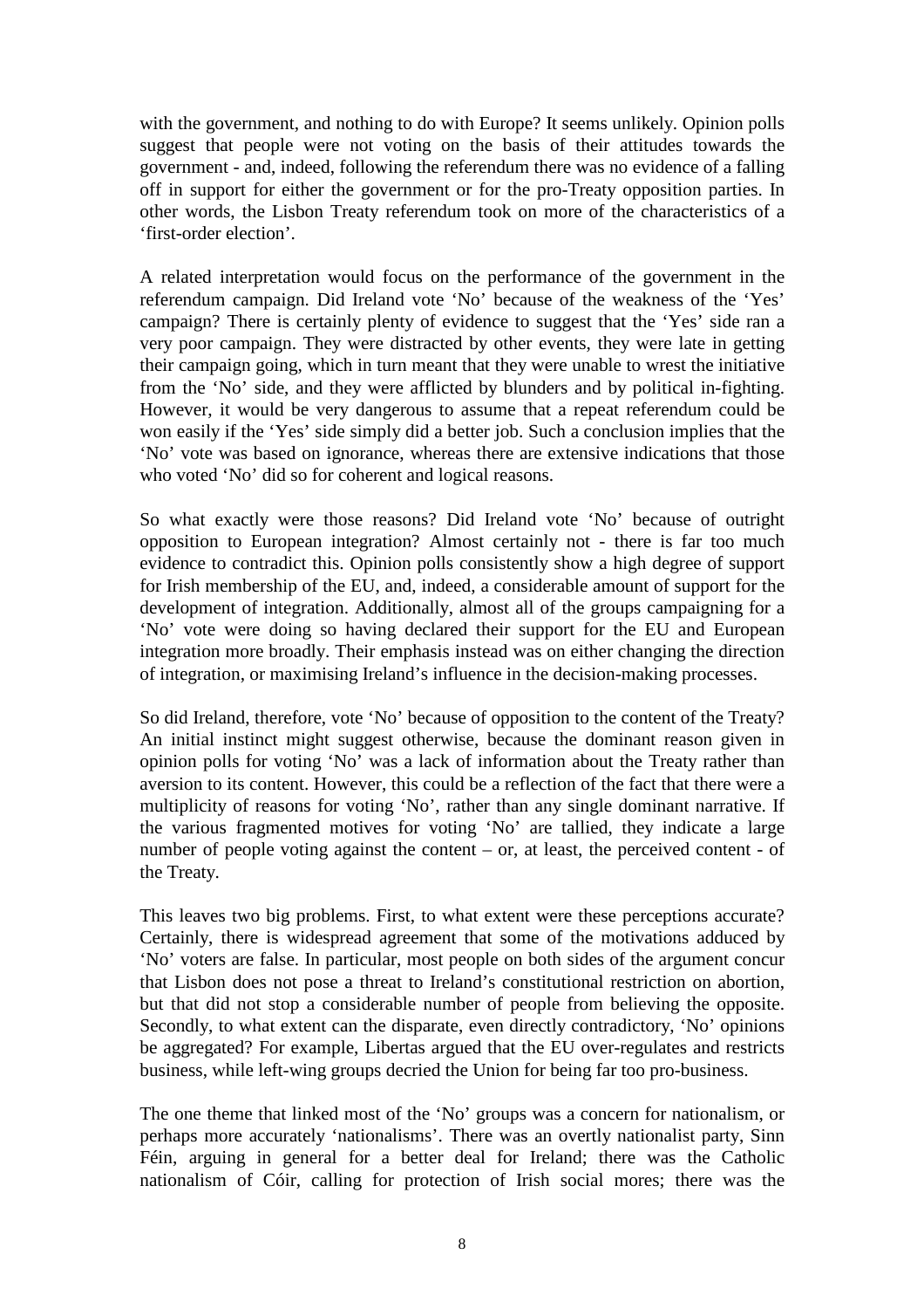with the government, and nothing to do with Europe? It seems unlikely. Opinion polls suggest that people were not voting on the basis of their attitudes towards the government - and, indeed, following the referendum there was no evidence of a falling off in support for either the government or for the pro-Treaty opposition parties. In other words, the Lisbon Treaty referendum took on more of the characteristics of a 'first-order election'.

A related interpretation would focus on the performance of the government in the referendum campaign. Did Ireland vote 'No' because of the weakness of the 'Yes' campaign? There is certainly plenty of evidence to suggest that the 'Yes' side ran a very poor campaign. They were distracted by other events, they were late in getting their campaign going, which in turn meant that they were unable to wrest the initiative from the 'No' side, and they were afflicted by blunders and by political in-fighting. However, it would be very dangerous to assume that a repeat referendum could be won easily if the 'Yes' side simply did a better job. Such a conclusion implies that the 'No' vote was based on ignorance, whereas there are extensive indications that those who voted 'No' did so for coherent and logical reasons.

So what exactly were those reasons? Did Ireland vote 'No' because of outright opposition to European integration? Almost certainly not - there is far too much evidence to contradict this. Opinion polls consistently show a high degree of support for Irish membership of the EU, and, indeed, a considerable amount of support for the development of integration. Additionally, almost all of the groups campaigning for a 'No' vote were doing so having declared their support for the EU and European integration more broadly. Their emphasis instead was on either changing the direction of integration, or maximising Ireland's influence in the decision-making processes.

So did Ireland, therefore, vote 'No' because of opposition to the content of the Treaty? An initial instinct might suggest otherwise, because the dominant reason given in opinion polls for voting 'No' was a lack of information about the Treaty rather than aversion to its content. However, this could be a reflection of the fact that there were a multiplicity of reasons for voting 'No', rather than any single dominant narrative. If the various fragmented motives for voting 'No' are tallied, they indicate a large number of people voting against the content – or, at least, the perceived content - of the Treaty.

This leaves two big problems. First, to what extent were these perceptions accurate? Certainly, there is widespread agreement that some of the motivations adduced by 'No' voters are false. In particular, most people on both sides of the argument concur that Lisbon does not pose a threat to Ireland's constitutional restriction on abortion, but that did not stop a considerable number of people from believing the opposite. Secondly, to what extent can the disparate, even directly contradictory, 'No' opinions be aggregated? For example, Libertas argued that the EU over-regulates and restricts business, while left-wing groups decried the Union for being far too pro-business.

The one theme that linked most of the 'No' groups was a concern for nationalism, or perhaps more accurately 'nationalisms'. There was an overtly nationalist party, Sinn Féin, arguing in general for a better deal for Ireland; there was the Catholic nationalism of Cóir, calling for protection of Irish social mores; there was the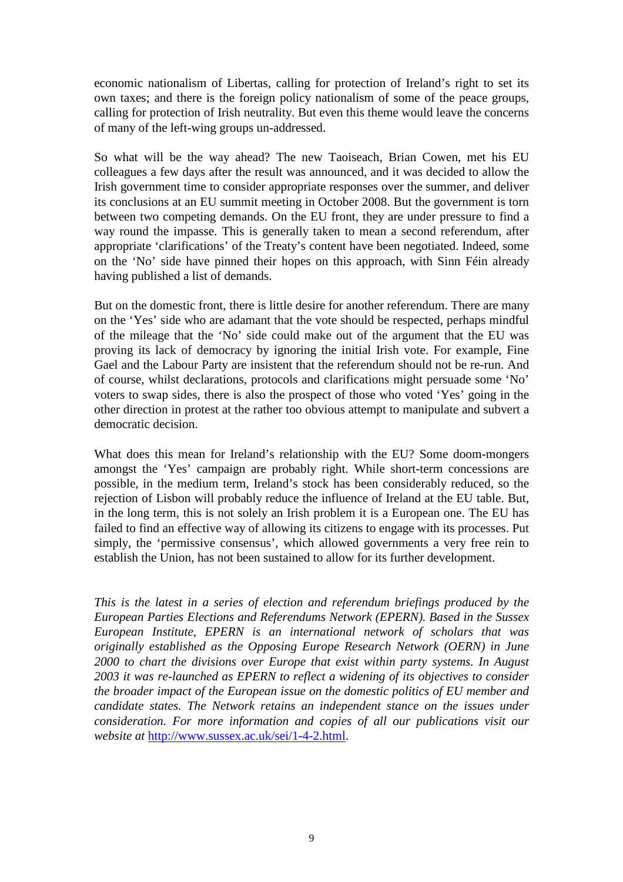economic nationalism of Libertas, calling for protection of Ireland's right to set its own taxes; and there is the foreign policy nationalism of some of the peace groups, calling for protection of Irish neutrality. But even this theme would leave the concerns of many of the left-wing groups un-addressed.

So what will be the way ahead? The new Taoiseach, Brian Cowen, met his EU colleagues a few days after the result was announced, and it was decided to allow the Irish government time to consider appropriate responses over the summer, and deliver its conclusions at an EU summit meeting in October 2008. But the government is torn between two competing demands. On the EU front, they are under pressure to find a way round the impasse. This is generally taken to mean a second referendum, after appropriate 'clarifications' of the Treaty's content have been negotiated. Indeed, some on the 'No' side have pinned their hopes on this approach, with Sinn Féin already having published a list of demands.

But on the domestic front, there is little desire for another referendum. There are many on the 'Yes' side who are adamant that the vote should be respected, perhaps mindful of the mileage that the 'No' side could make out of the argument that the EU was proving its lack of democracy by ignoring the initial Irish vote. For example, Fine Gael and the Labour Party are insistent that the referendum should not be re-run. And of course, whilst declarations, protocols and clarifications might persuade some 'No' voters to swap sides, there is also the prospect of those who voted 'Yes' going in the other direction in protest at the rather too obvious attempt to manipulate and subvert a democratic decision.

What does this mean for Ireland's relationship with the EU? Some doom-mongers amongst the 'Yes' campaign are probably right. While short-term concessions are possible, in the medium term, Ireland's stock has been considerably reduced, so the rejection of Lisbon will probably reduce the influence of Ireland at the EU table. But, in the long term, this is not solely an Irish problem it is a European one. The EU has failed to find an effective way of allowing its citizens to engage with its processes. Put simply, the 'permissive consensus', which allowed governments a very free rein to establish the Union, has not been sustained to allow for its further development.

*This is the latest in a series of election and referendum briefings produced by the European Parties Elections and Referendums Network (EPERN). Based in the Sussex European Institute, EPERN is an international network of scholars that was originally established as the Opposing Europe Research Network (OERN) in June 2000 to chart the divisions over Europe that exist within party systems. In August 2003 it was re-launched as EPERN to reflect a widening of its objectives to consider the broader impact of the European issue on the domestic politics of EU member and candidate states. The Network retains an independent stance on the issues under consideration. For more information and copies of all our publications visit our website at* http://www.sussex.ac.uk/sei/1-4-2.html.